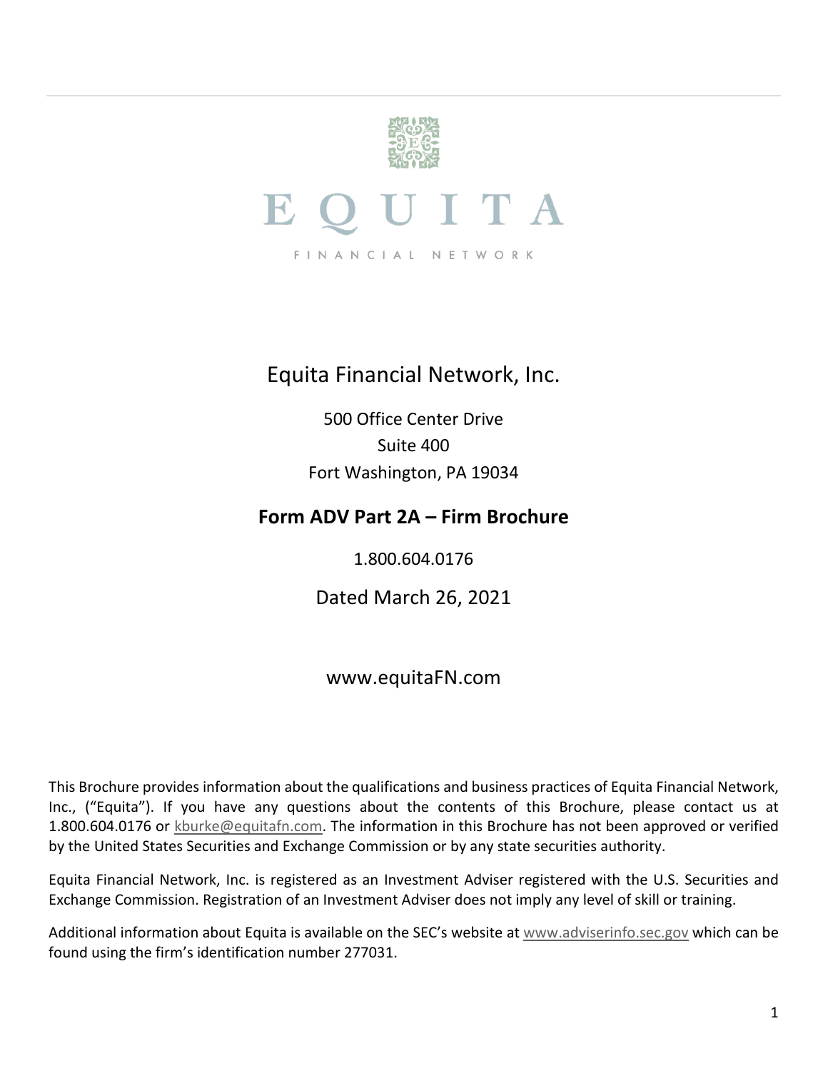EQUITA

FINANCIAL NETWORK

# Equita Financial Network, Inc.

500 Office Center Drive
Suite 400
Fort Washington, PA 19034

## Form ADV Part 2A – Firm Brochure

1.800.604.0176

Dated March 26, 2021

www.equitaFN.com

This Brochure provides information about the qualifications and business practices of Equita Financial Network, Inc., ("Equita"). If you have any questions about the contents of this Brochure, please contact us at 1.800.604.0176 or kburke@equitafn.com. The information in this Brochure has not been approved or verified by the United States Securities and Exchange Commission or by any state securities authority.

Equita Financial Network, Inc. is registered as an Investment Adviser registered with the U.S. Securities and Exchange Commission. Registration of an Investment Adviser does not imply any level of skill or training.

Additional information about Equita is available on the SEC's website at www.adviserinfo.sec.gov which can be found using the firm's identification number 277031.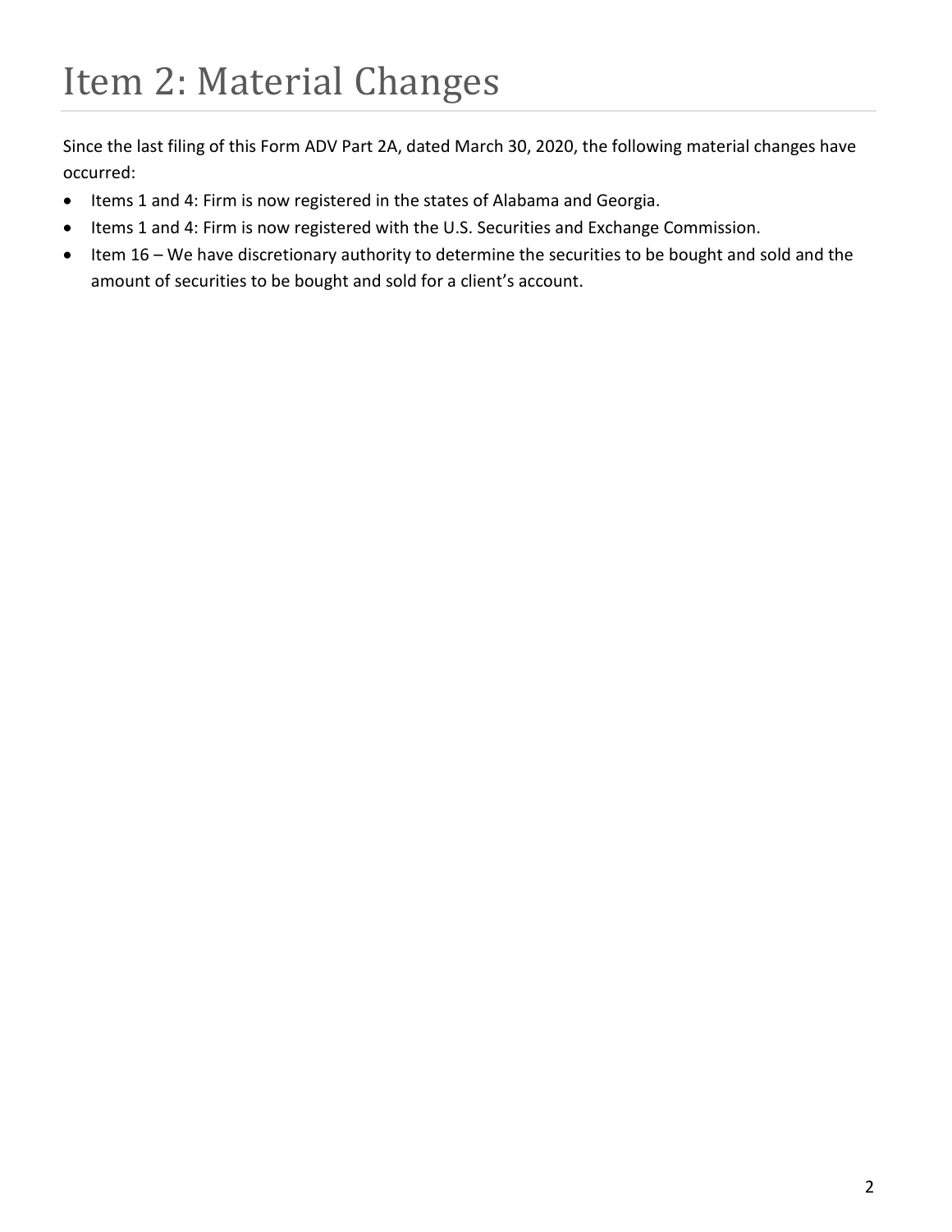# Item 2: Material Changes

Since the last filing of this Form ADV Part 2A, dated March 30, 2020, the following material changes have occurred:

- Items 1 and 4: Firm is now registered in the states of Alabama and Georgia.
- Items 1 and 4: Firm is now registered with the U.S. Securities and Exchange Commission.
- Item 16 – We have discretionary authority to determine the securities to be bought and sold and the amount of securities to be bought and sold for a client's account.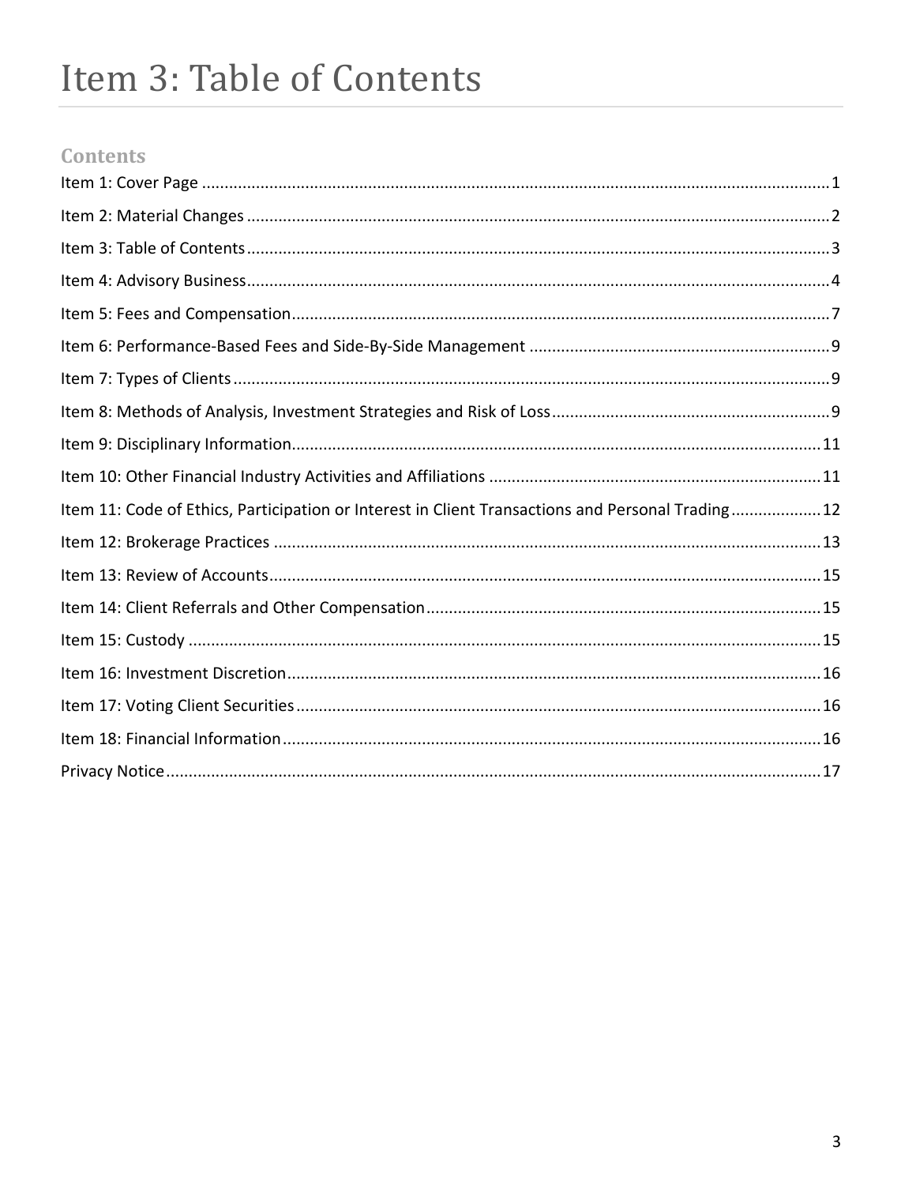# Item 3: Table of Contents

## Contents

Item 1: Cover Page .......... 1

Item 2: Material Changes .......... 2

Item 3: Table of Contents .......... 3

Item 4: Advisory Business .......... 4

Item 5: Fees and Compensation .......... 7

Item 6: Performance-Based Fees and Side-By-Side Management .......... 9

Item 7: Types of Clients .......... 9

Item 8: Methods of Analysis, Investment Strategies and Risk of Loss .......... 9

Item 9: Disciplinary Information .......... 11

Item 10: Other Financial Industry Activities and Affiliations .......... 11

Item 11: Code of Ethics, Participation or Interest in Client Transactions and Personal Trading .......... 12

Item 12: Brokerage Practices .......... 13

Item 13: Review of Accounts .......... 15

Item 14: Client Referrals and Other Compensation .......... 15

Item 15: Custody .......... 15

Item 16: Investment Discretion .......... 16

Item 17: Voting Client Securities .......... 16

Item 18: Financial Information .......... 16

Privacy Notice .......... 17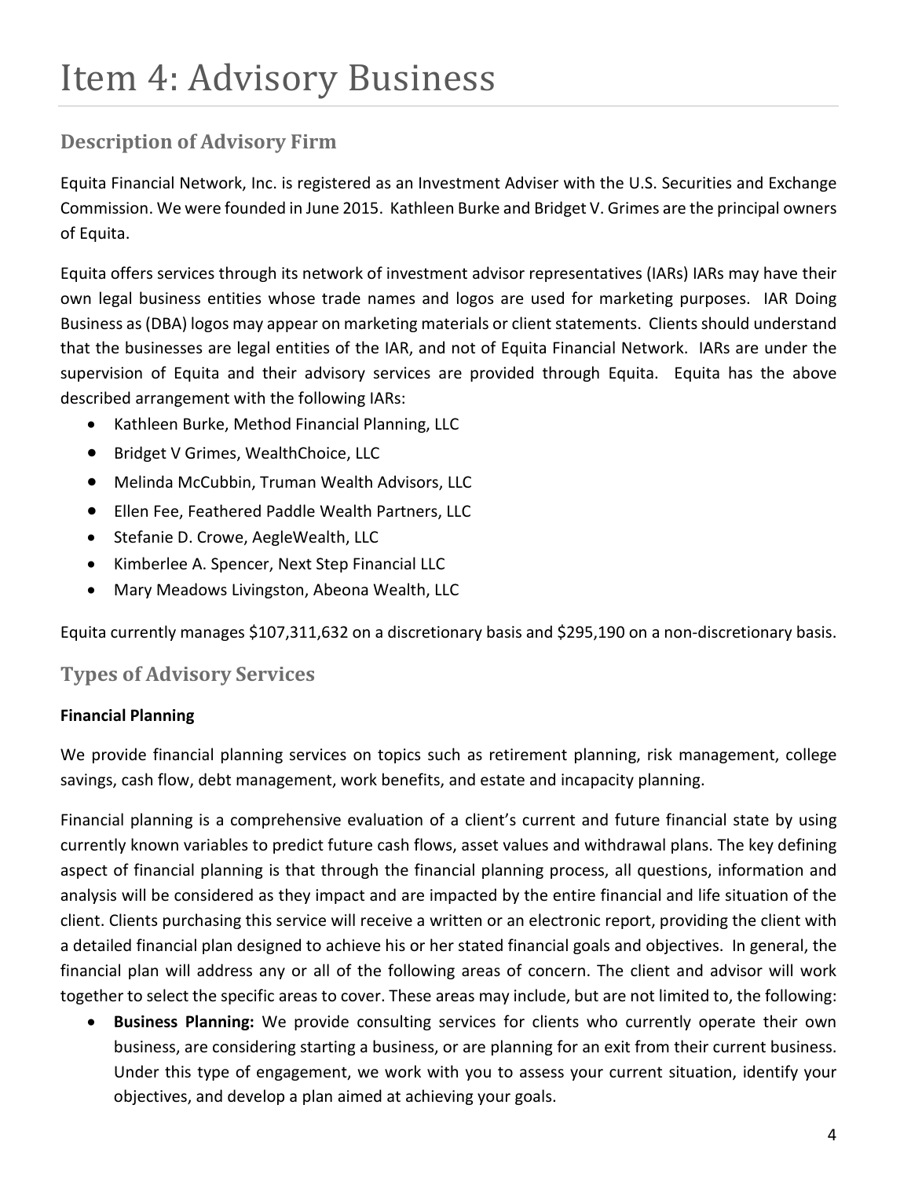# Item 4: Advisory Business

## Description of Advisory Firm

Equita Financial Network, Inc. is registered as an Investment Adviser with the U.S. Securities and Exchange Commission. We were founded in June 2015. Kathleen Burke and Bridget V. Grimes are the principal owners of Equita.

Equita offers services through its network of investment advisor representatives (IARs) IARs may have their own legal business entities whose trade names and logos are used for marketing purposes. IAR Doing Business as (DBA) logos may appear on marketing materials or client statements. Clients should understand that the businesses are legal entities of the IAR, and not of Equita Financial Network. IARs are under the supervision of Equita and their advisory services are provided through Equita. Equita has the above described arrangement with the following IARs:

- Kathleen Burke, Method Financial Planning, LLC
- Bridget V Grimes, WealthChoice, LLC
- Melinda McCubbin, Truman Wealth Advisors, LLC
- Ellen Fee, Feathered Paddle Wealth Partners, LLC
- Stefanie D. Crowe, AegleWealth, LLC
- Kimberlee A. Spencer, Next Step Financial LLC
- Mary Meadows Livingston, Abeona Wealth, LLC

Equita currently manages $107,311,632 on a discretionary basis and $295,190 on a non-discretionary basis.

## Types of Advisory Services

**Financial Planning**

We provide financial planning services on topics such as retirement planning, risk management, college savings, cash flow, debt management, work benefits, and estate and incapacity planning.

Financial planning is a comprehensive evaluation of a client's current and future financial state by using currently known variables to predict future cash flows, asset values and withdrawal plans. The key defining aspect of financial planning is that through the financial planning process, all questions, information and analysis will be considered as they impact and are impacted by the entire financial and life situation of the client. Clients purchasing this service will receive a written or an electronic report, providing the client with a detailed financial plan designed to achieve his or her stated financial goals and objectives. In general, the financial plan will address any or all of the following areas of concern. The client and advisor will work together to select the specific areas to cover. These areas may include, but are not limited to, the following:

- **Business Planning:** We provide consulting services for clients who currently operate their own business, are considering starting a business, or are planning for an exit from their current business. Under this type of engagement, we work with you to assess your current situation, identify your objectives, and develop a plan aimed at achieving your goals.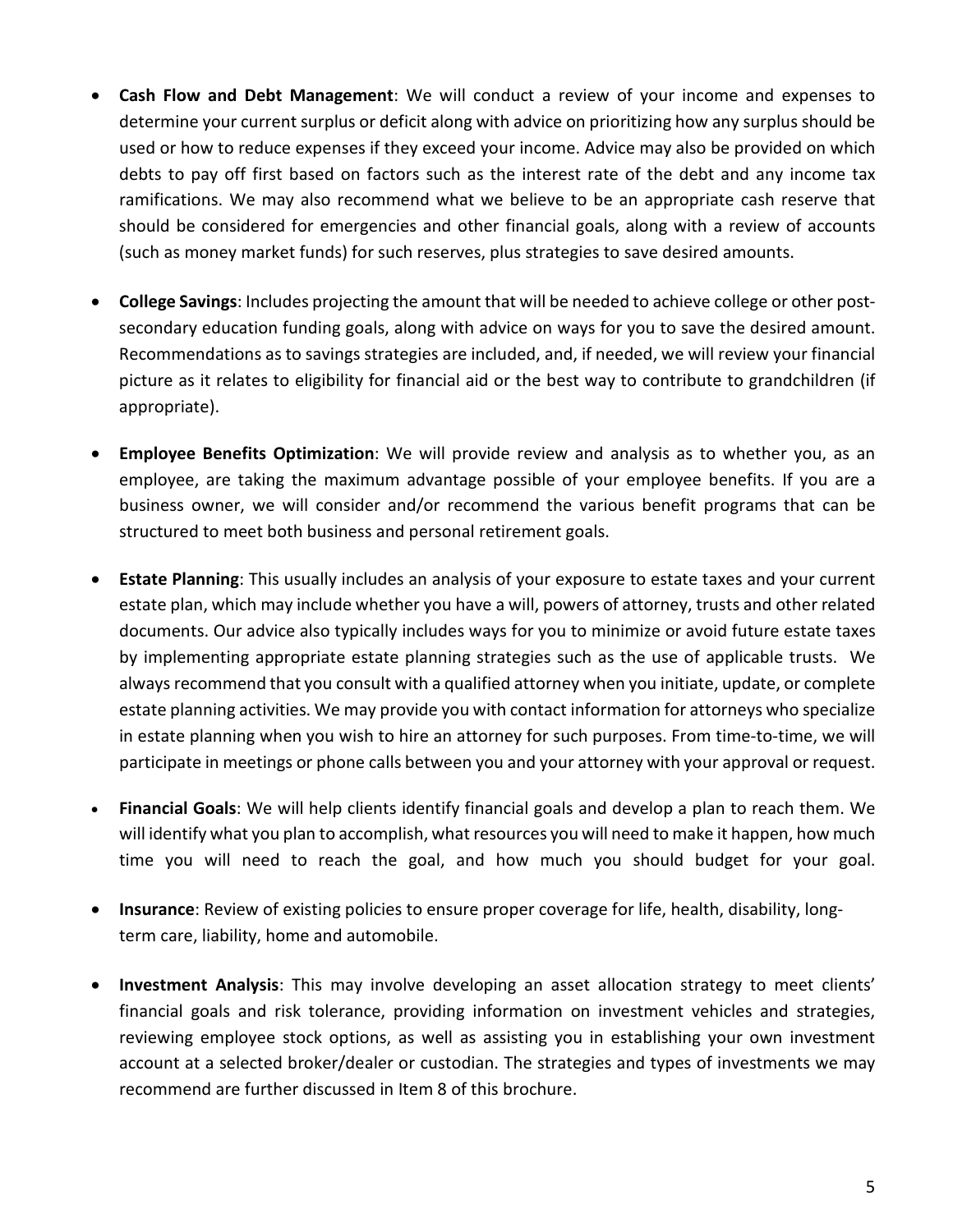- **Cash Flow and Debt Management**: We will conduct a review of your income and expenses to determine your current surplus or deficit along with advice on prioritizing how any surplus should be used or how to reduce expenses if they exceed your income. Advice may also be provided on which debts to pay off first based on factors such as the interest rate of the debt and any income tax ramifications. We may also recommend what we believe to be an appropriate cash reserve that should be considered for emergencies and other financial goals, along with a review of accounts (such as money market funds) for such reserves, plus strategies to save desired amounts.

- **College Savings**: Includes projecting the amount that will be needed to achieve college or other post-secondary education funding goals, along with advice on ways for you to save the desired amount. Recommendations as to savings strategies are included, and, if needed, we will review your financial picture as it relates to eligibility for financial aid or the best way to contribute to grandchildren (if appropriate).

- **Employee Benefits Optimization**: We will provide review and analysis as to whether you, as an employee, are taking the maximum advantage possible of your employee benefits. If you are a business owner, we will consider and/or recommend the various benefit programs that can be structured to meet both business and personal retirement goals.

- **Estate Planning**: This usually includes an analysis of your exposure to estate taxes and your current estate plan, which may include whether you have a will, powers of attorney, trusts and other related documents. Our advice also typically includes ways for you to minimize or avoid future estate taxes by implementing appropriate estate planning strategies such as the use of applicable trusts. We always recommend that you consult with a qualified attorney when you initiate, update, or complete estate planning activities. We may provide you with contact information for attorneys who specialize in estate planning when you wish to hire an attorney for such purposes. From time-to-time, we will participate in meetings or phone calls between you and your attorney with your approval or request.

- **Financial Goals**: We will help clients identify financial goals and develop a plan to reach them. We will identify what you plan to accomplish, what resources you will need to make it happen, how much time you will need to reach the goal, and how much you should budget for your goal.

- **Insurance**: Review of existing policies to ensure proper coverage for life, health, disability, long-term care, liability, home and automobile.

- **Investment Analysis**: This may involve developing an asset allocation strategy to meet clients' financial goals and risk tolerance, providing information on investment vehicles and strategies, reviewing employee stock options, as well as assisting you in establishing your own investment account at a selected broker/dealer or custodian. The strategies and types of investments we may recommend are further discussed in Item 8 of this brochure.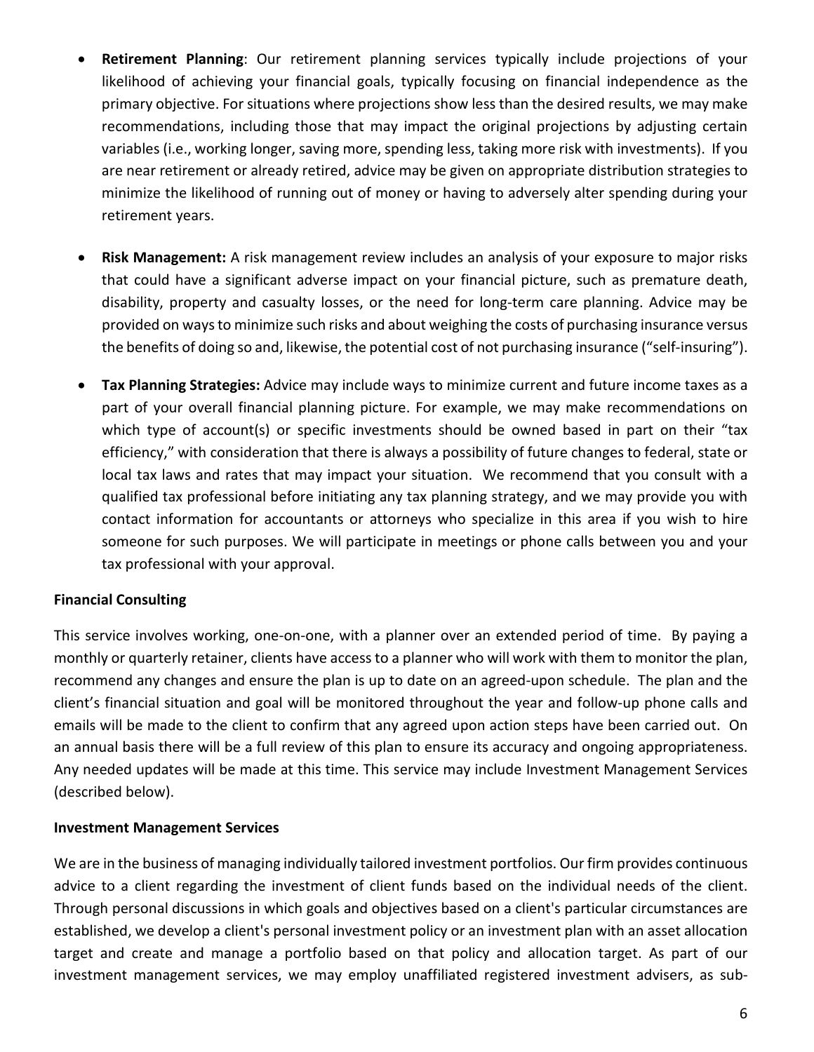- **Retirement Planning**: Our retirement planning services typically include projections of your likelihood of achieving your financial goals, typically focusing on financial independence as the primary objective. For situations where projections show less than the desired results, we may make recommendations, including those that may impact the original projections by adjusting certain variables (i.e., working longer, saving more, spending less, taking more risk with investments). If you are near retirement or already retired, advice may be given on appropriate distribution strategies to minimize the likelihood of running out of money or having to adversely alter spending during your retirement years.

- **Risk Management:** A risk management review includes an analysis of your exposure to major risks that could have a significant adverse impact on your financial picture, such as premature death, disability, property and casualty losses, or the need for long-term care planning. Advice may be provided on ways to minimize such risks and about weighing the costs of purchasing insurance versus the benefits of doing so and, likewise, the potential cost of not purchasing insurance ("self-insuring").

- **Tax Planning Strategies:** Advice may include ways to minimize current and future income taxes as a part of your overall financial planning picture. For example, we may make recommendations on which type of account(s) or specific investments should be owned based in part on their "tax efficiency," with consideration that there is always a possibility of future changes to federal, state or local tax laws and rates that may impact your situation. We recommend that you consult with a qualified tax professional before initiating any tax planning strategy, and we may provide you with contact information for accountants or attorneys who specialize in this area if you wish to hire someone for such purposes. We will participate in meetings or phone calls between you and your tax professional with your approval.

**Financial Consulting**

This service involves working, one-on-one, with a planner over an extended period of time. By paying a monthly or quarterly retainer, clients have access to a planner who will work with them to monitor the plan, recommend any changes and ensure the plan is up to date on an agreed-upon schedule. The plan and the client's financial situation and goal will be monitored throughout the year and follow-up phone calls and emails will be made to the client to confirm that any agreed upon action steps have been carried out. On an annual basis there will be a full review of this plan to ensure its accuracy and ongoing appropriateness. Any needed updates will be made at this time. This service may include Investment Management Services (described below).

**Investment Management Services**

We are in the business of managing individually tailored investment portfolios. Our firm provides continuous advice to a client regarding the investment of client funds based on the individual needs of the client. Through personal discussions in which goals and objectives based on a client's particular circumstances are established, we develop a client's personal investment policy or an investment plan with an asset allocation target and create and manage a portfolio based on that policy and allocation target. As part of our investment management services, we may employ unaffiliated registered investment advisers, as sub-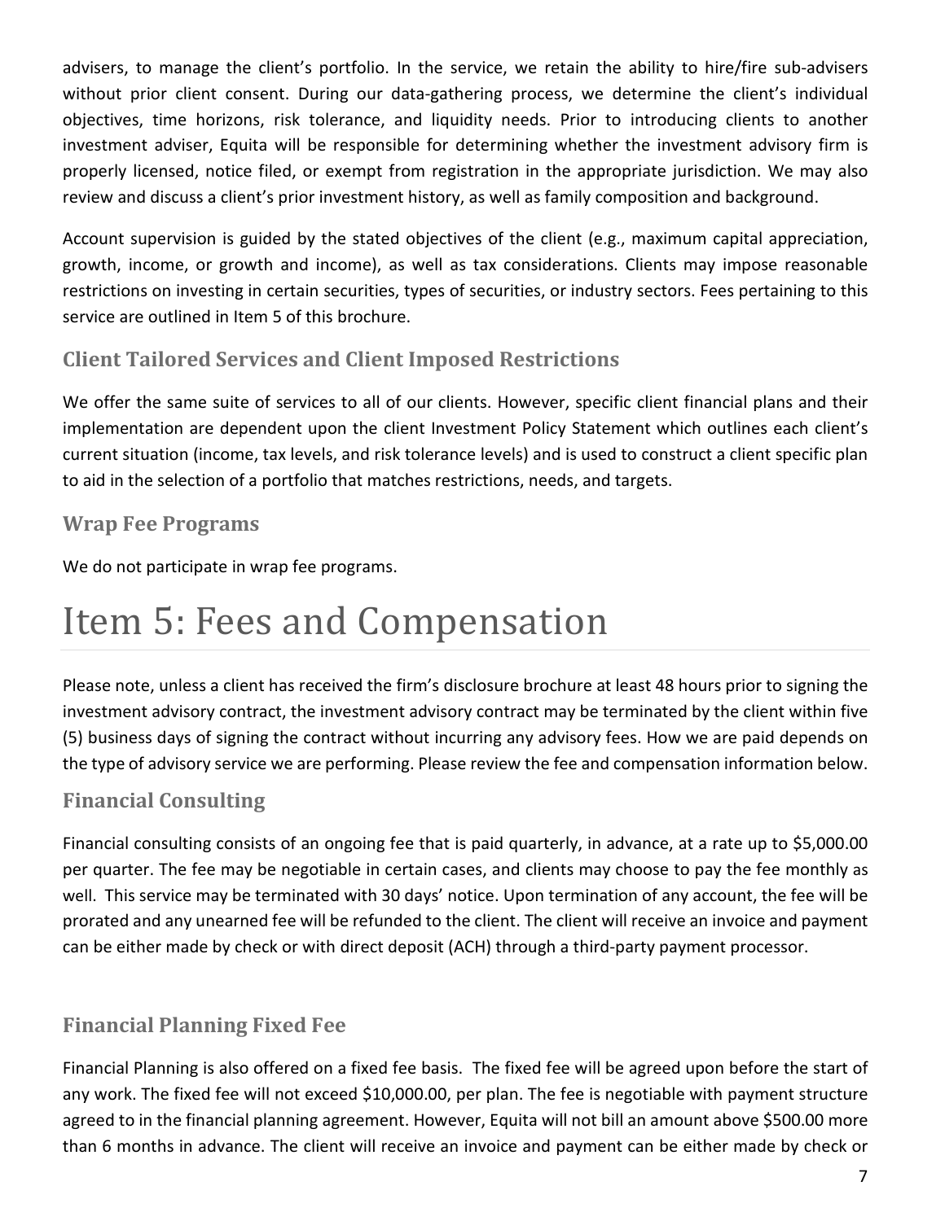advisers, to manage the client's portfolio. In the service, we retain the ability to hire/fire sub-advisers without prior client consent. During our data-gathering process, we determine the client's individual objectives, time horizons, risk tolerance, and liquidity needs. Prior to introducing clients to another investment adviser, Equita will be responsible for determining whether the investment advisory firm is properly licensed, notice filed, or exempt from registration in the appropriate jurisdiction. We may also review and discuss a client's prior investment history, as well as family composition and background.

Account supervision is guided by the stated objectives of the client (e.g., maximum capital appreciation, growth, income, or growth and income), as well as tax considerations. Clients may impose reasonable restrictions on investing in certain securities, types of securities, or industry sectors. Fees pertaining to this service are outlined in Item 5 of this brochure.

## Client Tailored Services and Client Imposed Restrictions

We offer the same suite of services to all of our clients. However, specific client financial plans and their implementation are dependent upon the client Investment Policy Statement which outlines each client's current situation (income, tax levels, and risk tolerance levels) and is used to construct a client specific plan to aid in the selection of a portfolio that matches restrictions, needs, and targets.

## Wrap Fee Programs

We do not participate in wrap fee programs.

# Item 5: Fees and Compensation

Please note, unless a client has received the firm's disclosure brochure at least 48 hours prior to signing the investment advisory contract, the investment advisory contract may be terminated by the client within five (5) business days of signing the contract without incurring any advisory fees. How we are paid depends on the type of advisory service we are performing. Please review the fee and compensation information below.

## Financial Consulting

Financial consulting consists of an ongoing fee that is paid quarterly, in advance, at a rate up to $5,000.00 per quarter. The fee may be negotiable in certain cases, and clients may choose to pay the fee monthly as well. This service may be terminated with 30 days' notice. Upon termination of any account, the fee will be prorated and any unearned fee will be refunded to the client. The client will receive an invoice and payment can be either made by check or with direct deposit (ACH) through a third-party payment processor.

## Financial Planning Fixed Fee

Financial Planning is also offered on a fixed fee basis. The fixed fee will be agreed upon before the start of any work. The fixed fee will not exceed $10,000.00, per plan. The fee is negotiable with payment structure agreed to in the financial planning agreement. However, Equita will not bill an amount above $500.00 more than 6 months in advance. The client will receive an invoice and payment can be either made by check or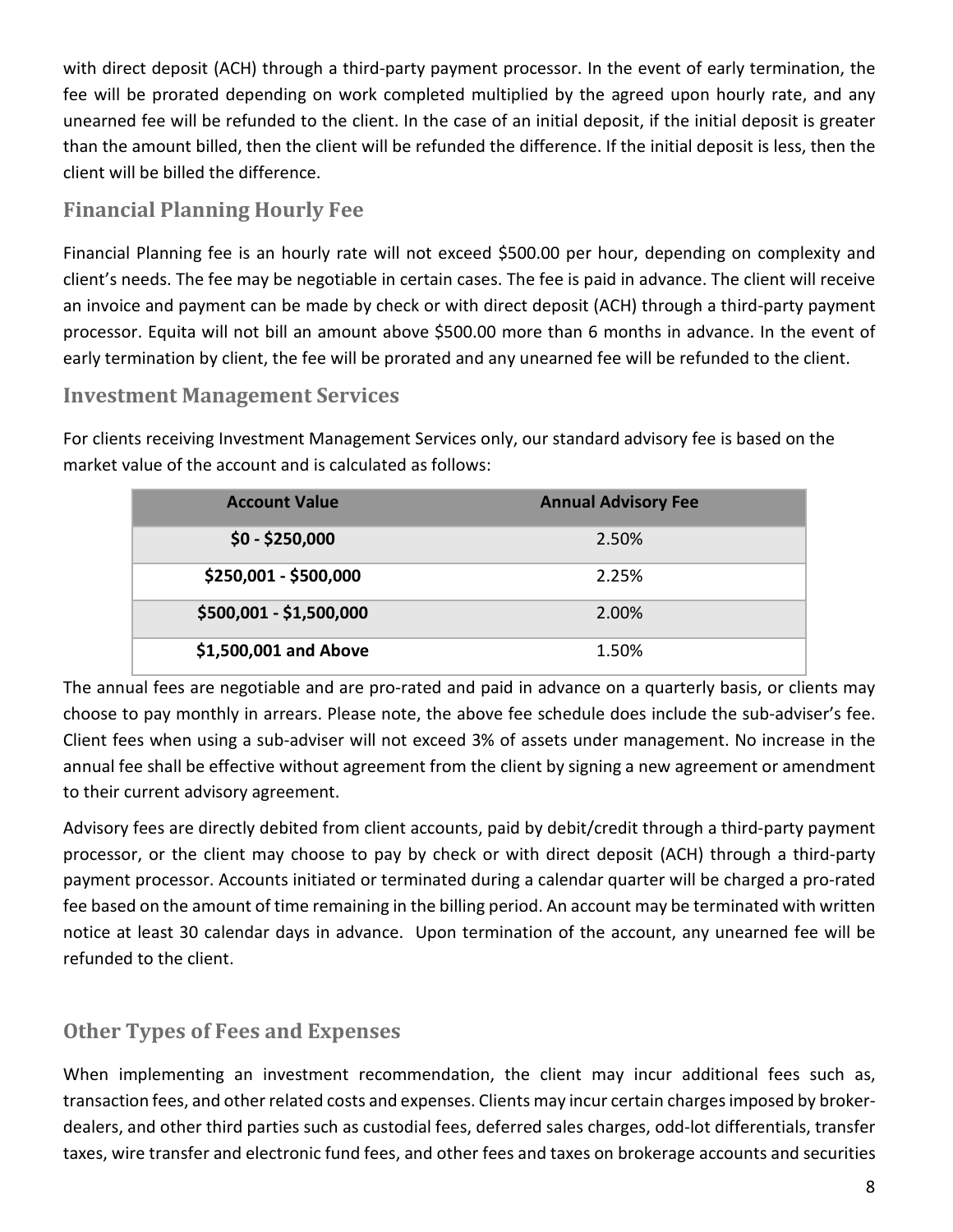with direct deposit (ACH) through a third-party payment processor. In the event of early termination, the fee will be prorated depending on work completed multiplied by the agreed upon hourly rate, and any unearned fee will be refunded to the client. In the case of an initial deposit, if the initial deposit is greater than the amount billed, then the client will be refunded the difference. If the initial deposit is less, then the client will be billed the difference.

## Financial Planning Hourly Fee

Financial Planning fee is an hourly rate will not exceed $500.00 per hour, depending on complexity and client's needs. The fee may be negotiable in certain cases. The fee is paid in advance. The client will receive an invoice and payment can be made by check or with direct deposit (ACH) through a third-party payment processor. Equita will not bill an amount above $500.00 more than 6 months in advance. In the event of early termination by client, the fee will be prorated and any unearned fee will be refunded to the client.

## Investment Management Services

For clients receiving Investment Management Services only, our standard advisory fee is based on the market value of the account and is calculated as follows:

| Account Value | Annual Advisory Fee |
| --- | --- |
| **$0 - $250,000** | 2.50% |
| **$250,001 - $500,000** | 2.25% |
| **$500,001 - $1,500,000** | 2.00% |
| **$1,500,001 and Above** | 1.50% |

The annual fees are negotiable and are pro-rated and paid in advance on a quarterly basis, or clients may choose to pay monthly in arrears. Please note, the above fee schedule does include the sub-adviser's fee. Client fees when using a sub-adviser will not exceed 3% of assets under management. No increase in the annual fee shall be effective without agreement from the client by signing a new agreement or amendment to their current advisory agreement.

Advisory fees are directly debited from client accounts, paid by debit/credit through a third-party payment processor, or the client may choose to pay by check or with direct deposit (ACH) through a third-party payment processor. Accounts initiated or terminated during a calendar quarter will be charged a pro-rated fee based on the amount of time remaining in the billing period. An account may be terminated with written notice at least 30 calendar days in advance. Upon termination of the account, any unearned fee will be refunded to the client.

## Other Types of Fees and Expenses

When implementing an investment recommendation, the client may incur additional fees such as, transaction fees, and other related costs and expenses. Clients may incur certain charges imposed by broker-dealers, and other third parties such as custodial fees, deferred sales charges, odd-lot differentials, transfer taxes, wire transfer and electronic fund fees, and other fees and taxes on brokerage accounts and securities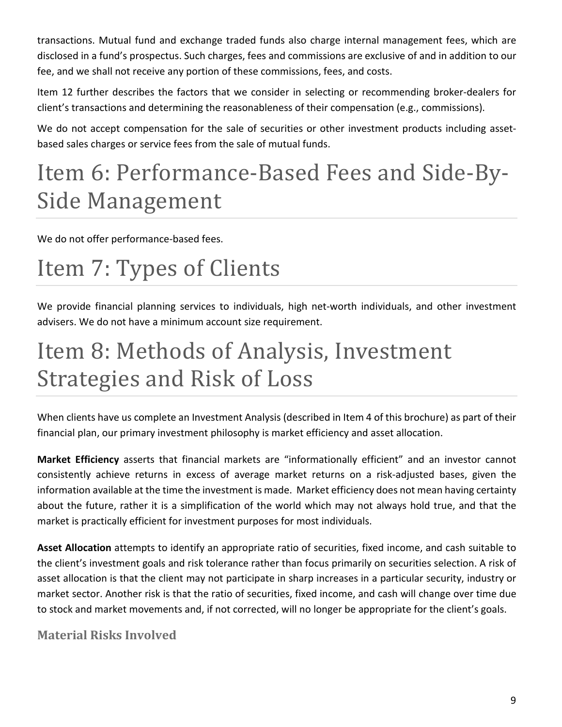transactions. Mutual fund and exchange traded funds also charge internal management fees, which are disclosed in a fund's prospectus. Such charges, fees and commissions are exclusive of and in addition to our fee, and we shall not receive any portion of these commissions, fees, and costs.

Item 12 further describes the factors that we consider in selecting or recommending broker-dealers for client's transactions and determining the reasonableness of their compensation (e.g., commissions).

We do not accept compensation for the sale of securities or other investment products including asset-based sales charges or service fees from the sale of mutual funds.

# Item 6: Performance-Based Fees and Side-By-Side Management

We do not offer performance-based fees.

# Item 7: Types of Clients

We provide financial planning services to individuals, high net-worth individuals, and other investment advisers. We do not have a minimum account size requirement.

# Item 8: Methods of Analysis, Investment Strategies and Risk of Loss

When clients have us complete an Investment Analysis (described in Item 4 of this brochure) as part of their financial plan, our primary investment philosophy is market efficiency and asset allocation.

**Market Efficiency** asserts that financial markets are "informationally efficient" and an investor cannot consistently achieve returns in excess of average market returns on a risk-adjusted bases, given the information available at the time the investment is made. Market efficiency does not mean having certainty about the future, rather it is a simplification of the world which may not always hold true, and that the market is practically efficient for investment purposes for most individuals.

**Asset Allocation** attempts to identify an appropriate ratio of securities, fixed income, and cash suitable to the client's investment goals and risk tolerance rather than focus primarily on securities selection. A risk of asset allocation is that the client may not participate in sharp increases in a particular security, industry or market sector. Another risk is that the ratio of securities, fixed income, and cash will change over time due to stock and market movements and, if not corrected, will no longer be appropriate for the client's goals.

### Material Risks Involved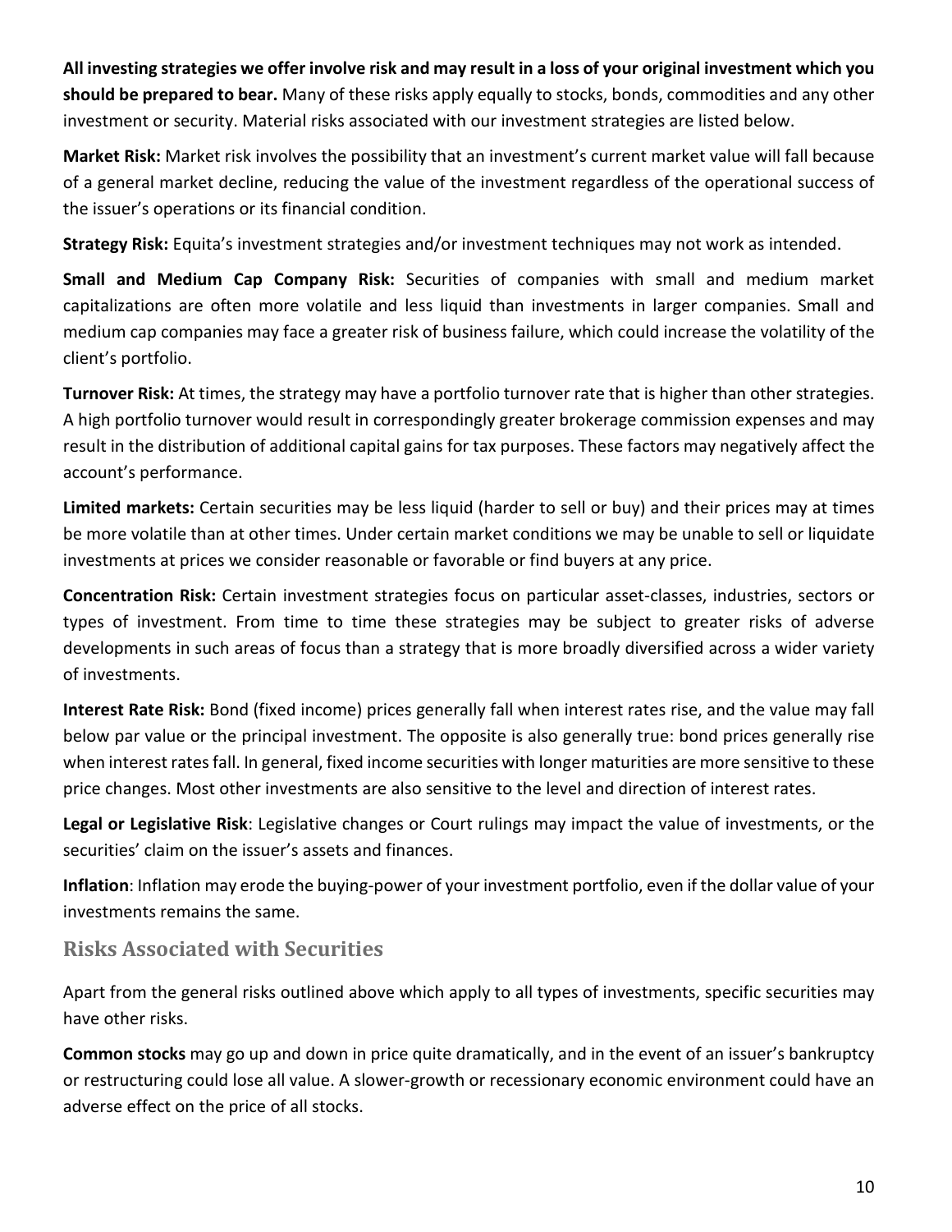**All investing strategies we offer involve risk and may result in a loss of your original investment which you should be prepared to bear.** Many of these risks apply equally to stocks, bonds, commodities and any other investment or security. Material risks associated with our investment strategies are listed below.

**Market Risk:** Market risk involves the possibility that an investment's current market value will fall because of a general market decline, reducing the value of the investment regardless of the operational success of the issuer's operations or its financial condition.

**Strategy Risk:** Equita's investment strategies and/or investment techniques may not work as intended.

**Small and Medium Cap Company Risk:** Securities of companies with small and medium market capitalizations are often more volatile and less liquid than investments in larger companies. Small and medium cap companies may face a greater risk of business failure, which could increase the volatility of the client's portfolio.

**Turnover Risk:** At times, the strategy may have a portfolio turnover rate that is higher than other strategies. A high portfolio turnover would result in correspondingly greater brokerage commission expenses and may result in the distribution of additional capital gains for tax purposes. These factors may negatively affect the account's performance.

**Limited markets:** Certain securities may be less liquid (harder to sell or buy) and their prices may at times be more volatile than at other times. Under certain market conditions we may be unable to sell or liquidate investments at prices we consider reasonable or favorable or find buyers at any price.

**Concentration Risk:** Certain investment strategies focus on particular asset-classes, industries, sectors or types of investment. From time to time these strategies may be subject to greater risks of adverse developments in such areas of focus than a strategy that is more broadly diversified across a wider variety of investments.

**Interest Rate Risk:** Bond (fixed income) prices generally fall when interest rates rise, and the value may fall below par value or the principal investment. The opposite is also generally true: bond prices generally rise when interest rates fall. In general, fixed income securities with longer maturities are more sensitive to these price changes. Most other investments are also sensitive to the level and direction of interest rates.

**Legal or Legislative Risk**: Legislative changes or Court rulings may impact the value of investments, or the securities' claim on the issuer's assets and finances.

**Inflation**: Inflation may erode the buying-power of your investment portfolio, even if the dollar value of your investments remains the same.

## Risks Associated with Securities

Apart from the general risks outlined above which apply to all types of investments, specific securities may have other risks.

**Common stocks** may go up and down in price quite dramatically, and in the event of an issuer's bankruptcy or restructuring could lose all value. A slower-growth or recessionary economic environment could have an adverse effect on the price of all stocks.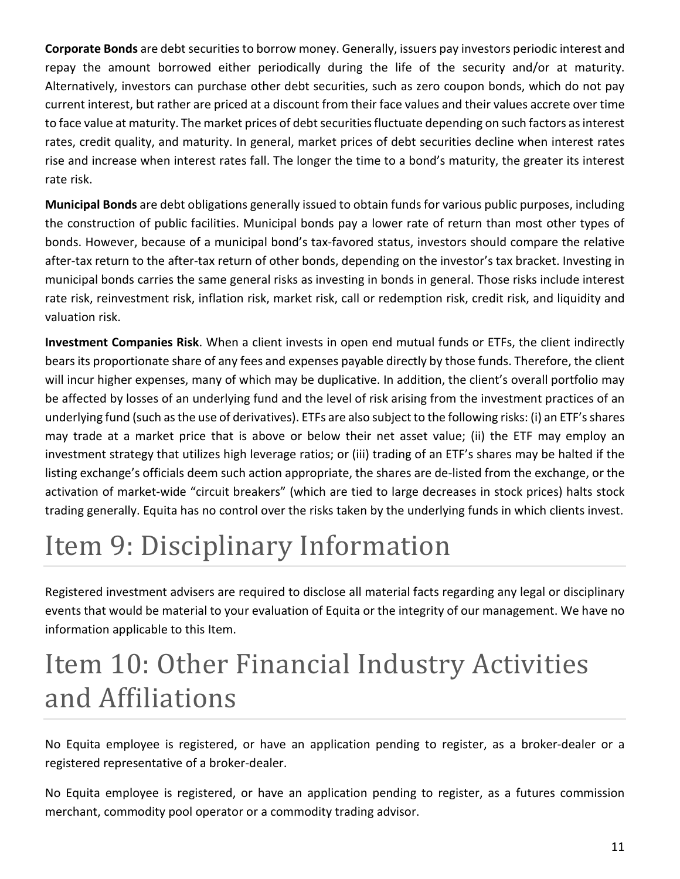**Corporate Bonds** are debt securities to borrow money. Generally, issuers pay investors periodic interest and repay the amount borrowed either periodically during the life of the security and/or at maturity. Alternatively, investors can purchase other debt securities, such as zero coupon bonds, which do not pay current interest, but rather are priced at a discount from their face values and their values accrete over time to face value at maturity. The market prices of debt securities fluctuate depending on such factors as interest rates, credit quality, and maturity. In general, market prices of debt securities decline when interest rates rise and increase when interest rates fall. The longer the time to a bond's maturity, the greater its interest rate risk.

**Municipal Bonds** are debt obligations generally issued to obtain funds for various public purposes, including the construction of public facilities. Municipal bonds pay a lower rate of return than most other types of bonds. However, because of a municipal bond's tax-favored status, investors should compare the relative after-tax return to the after-tax return of other bonds, depending on the investor's tax bracket. Investing in municipal bonds carries the same general risks as investing in bonds in general. Those risks include interest rate risk, reinvestment risk, inflation risk, market risk, call or redemption risk, credit risk, and liquidity and valuation risk.

**Investment Companies Risk**. When a client invests in open end mutual funds or ETFs, the client indirectly bears its proportionate share of any fees and expenses payable directly by those funds. Therefore, the client will incur higher expenses, many of which may be duplicative. In addition, the client's overall portfolio may be affected by losses of an underlying fund and the level of risk arising from the investment practices of an underlying fund (such as the use of derivatives). ETFs are also subject to the following risks: (i) an ETF's shares may trade at a market price that is above or below their net asset value; (ii) the ETF may employ an investment strategy that utilizes high leverage ratios; or (iii) trading of an ETF's shares may be halted if the listing exchange's officials deem such action appropriate, the shares are de-listed from the exchange, or the activation of market-wide "circuit breakers" (which are tied to large decreases in stock prices) halts stock trading generally. Equita has no control over the risks taken by the underlying funds in which clients invest.

# Item 9: Disciplinary Information

Registered investment advisers are required to disclose all material facts regarding any legal or disciplinary events that would be material to your evaluation of Equita or the integrity of our management. We have no information applicable to this Item.

# Item 10: Other Financial Industry Activities and Affiliations

No Equita employee is registered, or have an application pending to register, as a broker-dealer or a registered representative of a broker-dealer.

No Equita employee is registered, or have an application pending to register, as a futures commission merchant, commodity pool operator or a commodity trading advisor.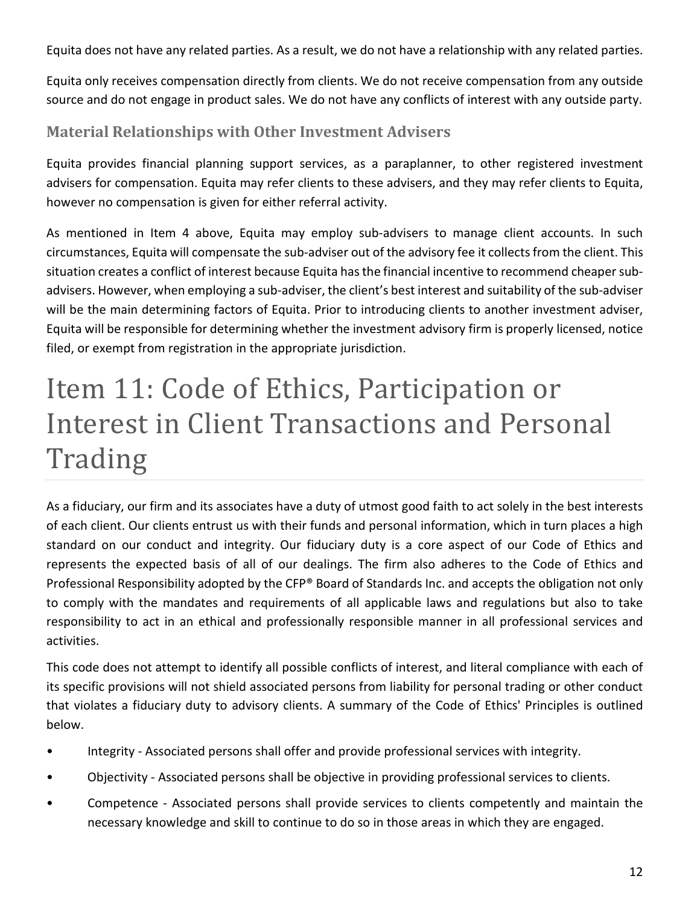Equita does not have any related parties. As a result, we do not have a relationship with any related parties.

Equita only receives compensation directly from clients. We do not receive compensation from any outside source and do not engage in product sales. We do not have any conflicts of interest with any outside party.

### Material Relationships with Other Investment Advisers

Equita provides financial planning support services, as a paraplanner, to other registered investment advisers for compensation. Equita may refer clients to these advisers, and they may refer clients to Equita, however no compensation is given for either referral activity.

As mentioned in Item 4 above, Equita may employ sub-advisers to manage client accounts. In such circumstances, Equita will compensate the sub-adviser out of the advisory fee it collects from the client. This situation creates a conflict of interest because Equita has the financial incentive to recommend cheaper sub-advisers. However, when employing a sub-adviser, the client's best interest and suitability of the sub-adviser will be the main determining factors of Equita. Prior to introducing clients to another investment adviser, Equita will be responsible for determining whether the investment advisory firm is properly licensed, notice filed, or exempt from registration in the appropriate jurisdiction.

# Item 11: Code of Ethics, Participation or Interest in Client Transactions and Personal Trading

As a fiduciary, our firm and its associates have a duty of utmost good faith to act solely in the best interests of each client. Our clients entrust us with their funds and personal information, which in turn places a high standard on our conduct and integrity. Our fiduciary duty is a core aspect of our Code of Ethics and represents the expected basis of all of our dealings. The firm also adheres to the Code of Ethics and Professional Responsibility adopted by the CFP® Board of Standards Inc. and accepts the obligation not only to comply with the mandates and requirements of all applicable laws and regulations but also to take responsibility to act in an ethical and professionally responsible manner in all professional services and activities.

This code does not attempt to identify all possible conflicts of interest, and literal compliance with each of its specific provisions will not shield associated persons from liability for personal trading or other conduct that violates a fiduciary duty to advisory clients. A summary of the Code of Ethics' Principles is outlined below.

- Integrity - Associated persons shall offer and provide professional services with integrity.
- Objectivity - Associated persons shall be objective in providing professional services to clients.
- Competence - Associated persons shall provide services to clients competently and maintain the necessary knowledge and skill to continue to do so in those areas in which they are engaged.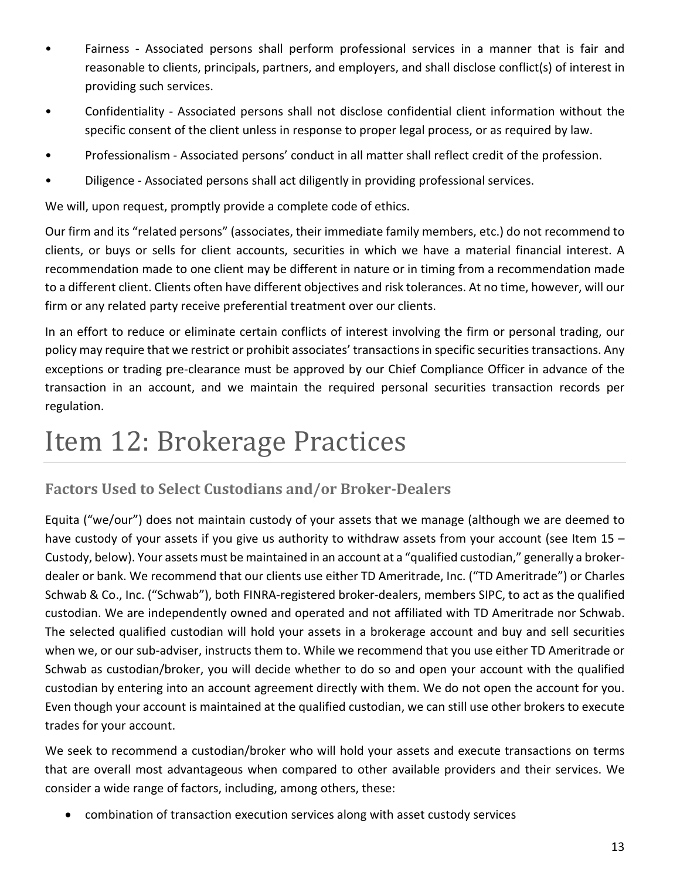- Fairness - Associated persons shall perform professional services in a manner that is fair and reasonable to clients, principals, partners, and employers, and shall disclose conflict(s) of interest in providing such services.
- Confidentiality - Associated persons shall not disclose confidential client information without the specific consent of the client unless in response to proper legal process, or as required by law.
- Professionalism - Associated persons' conduct in all matter shall reflect credit of the profession.
- Diligence - Associated persons shall act diligently in providing professional services.

We will, upon request, promptly provide a complete code of ethics.

Our firm and its "related persons" (associates, their immediate family members, etc.) do not recommend to clients, or buys or sells for client accounts, securities in which we have a material financial interest. A recommendation made to one client may be different in nature or in timing from a recommendation made to a different client. Clients often have different objectives and risk tolerances. At no time, however, will our firm or any related party receive preferential treatment over our clients.

In an effort to reduce or eliminate certain conflicts of interest involving the firm or personal trading, our policy may require that we restrict or prohibit associates' transactions in specific securities transactions. Any exceptions or trading pre-clearance must be approved by our Chief Compliance Officer in advance of the transaction in an account, and we maintain the required personal securities transaction records per regulation.

# Item 12: Brokerage Practices

## Factors Used to Select Custodians and/or Broker-Dealers

Equita ("we/our") does not maintain custody of your assets that we manage (although we are deemed to have custody of your assets if you give us authority to withdraw assets from your account (see Item 15 – Custody, below). Your assets must be maintained in an account at a "qualified custodian," generally a broker-dealer or bank. We recommend that our clients use either TD Ameritrade, Inc. ("TD Ameritrade") or Charles Schwab & Co., Inc. ("Schwab"), both FINRA-registered broker-dealers, members SIPC, to act as the qualified custodian. We are independently owned and operated and not affiliated with TD Ameritrade nor Schwab. The selected qualified custodian will hold your assets in a brokerage account and buy and sell securities when we, or our sub-adviser, instructs them to. While we recommend that you use either TD Ameritrade or Schwab as custodian/broker, you will decide whether to do so and open your account with the qualified custodian by entering into an account agreement directly with them. We do not open the account for you. Even though your account is maintained at the qualified custodian, we can still use other brokers to execute trades for your account.

We seek to recommend a custodian/broker who will hold your assets and execute transactions on terms that are overall most advantageous when compared to other available providers and their services. We consider a wide range of factors, including, among others, these:

- combination of transaction execution services along with asset custody services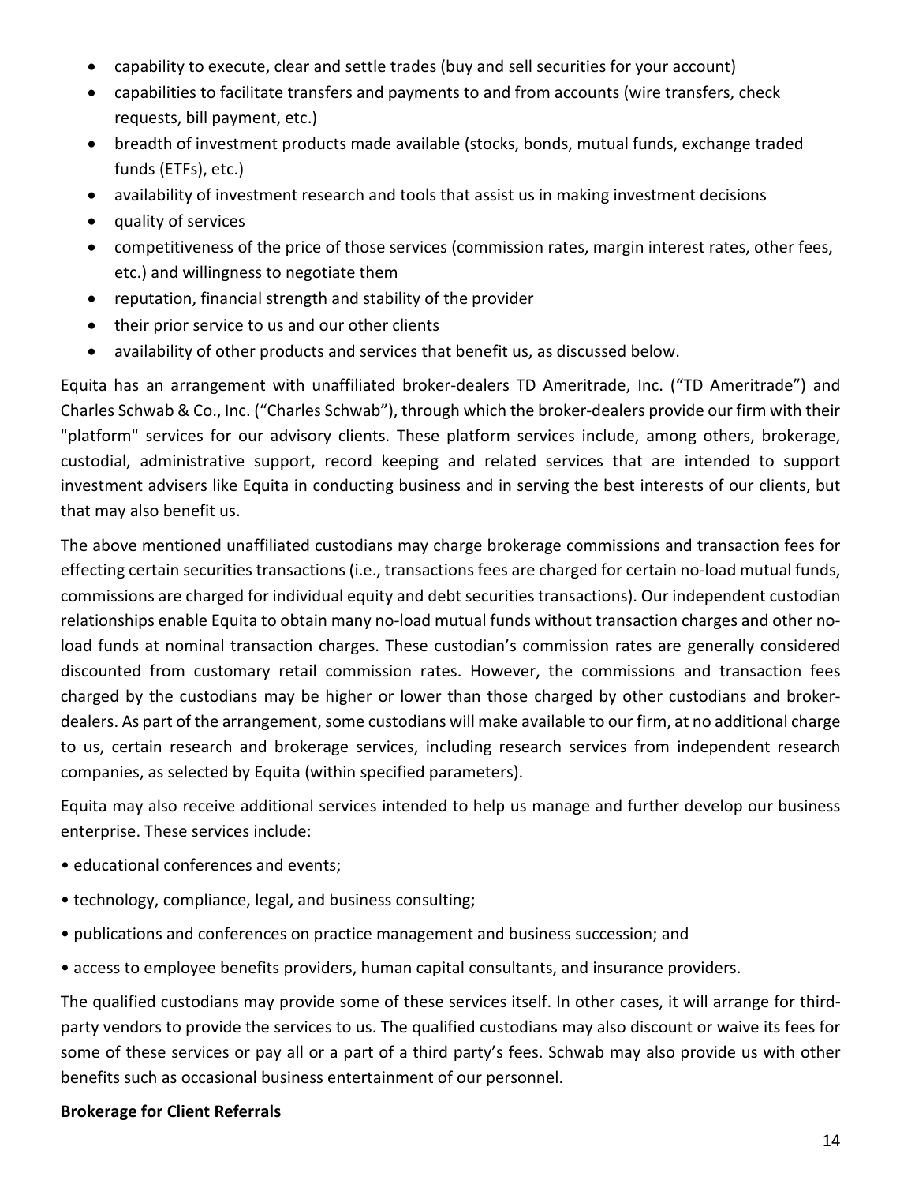- capability to execute, clear and settle trades (buy and sell securities for your account)
- capabilities to facilitate transfers and payments to and from accounts (wire transfers, check requests, bill payment, etc.)
- breadth of investment products made available (stocks, bonds, mutual funds, exchange traded funds (ETFs), etc.)
- availability of investment research and tools that assist us in making investment decisions
- quality of services
- competitiveness of the price of those services (commission rates, margin interest rates, other fees, etc.) and willingness to negotiate them
- reputation, financial strength and stability of the provider
- their prior service to us and our other clients
- availability of other products and services that benefit us, as discussed below.

Equita has an arrangement with unaffiliated broker-dealers TD Ameritrade, Inc. ("TD Ameritrade") and Charles Schwab & Co., Inc. ("Charles Schwab"), through which the broker-dealers provide our firm with their "platform" services for our advisory clients. These platform services include, among others, brokerage, custodial, administrative support, record keeping and related services that are intended to support investment advisers like Equita in conducting business and in serving the best interests of our clients, but that may also benefit us.

The above mentioned unaffiliated custodians may charge brokerage commissions and transaction fees for effecting certain securities transactions (i.e., transactions fees are charged for certain no-load mutual funds, commissions are charged for individual equity and debt securities transactions). Our independent custodian relationships enable Equita to obtain many no-load mutual funds without transaction charges and other no-load funds at nominal transaction charges. These custodian's commission rates are generally considered discounted from customary retail commission rates. However, the commissions and transaction fees charged by the custodians may be higher or lower than those charged by other custodians and broker-dealers. As part of the arrangement, some custodians will make available to our firm, at no additional charge to us, certain research and brokerage services, including research services from independent research companies, as selected by Equita (within specified parameters).

Equita may also receive additional services intended to help us manage and further develop our business enterprise. These services include:

- educational conferences and events;
- technology, compliance, legal, and business consulting;
- publications and conferences on practice management and business succession; and
- access to employee benefits providers, human capital consultants, and insurance providers.

The qualified custodians may provide some of these services itself. In other cases, it will arrange for third-party vendors to provide the services to us. The qualified custodians may also discount or waive its fees for some of these services or pay all or a part of a third party's fees. Schwab may also provide us with other benefits such as occasional business entertainment of our personnel.

**Brokerage for Client Referrals**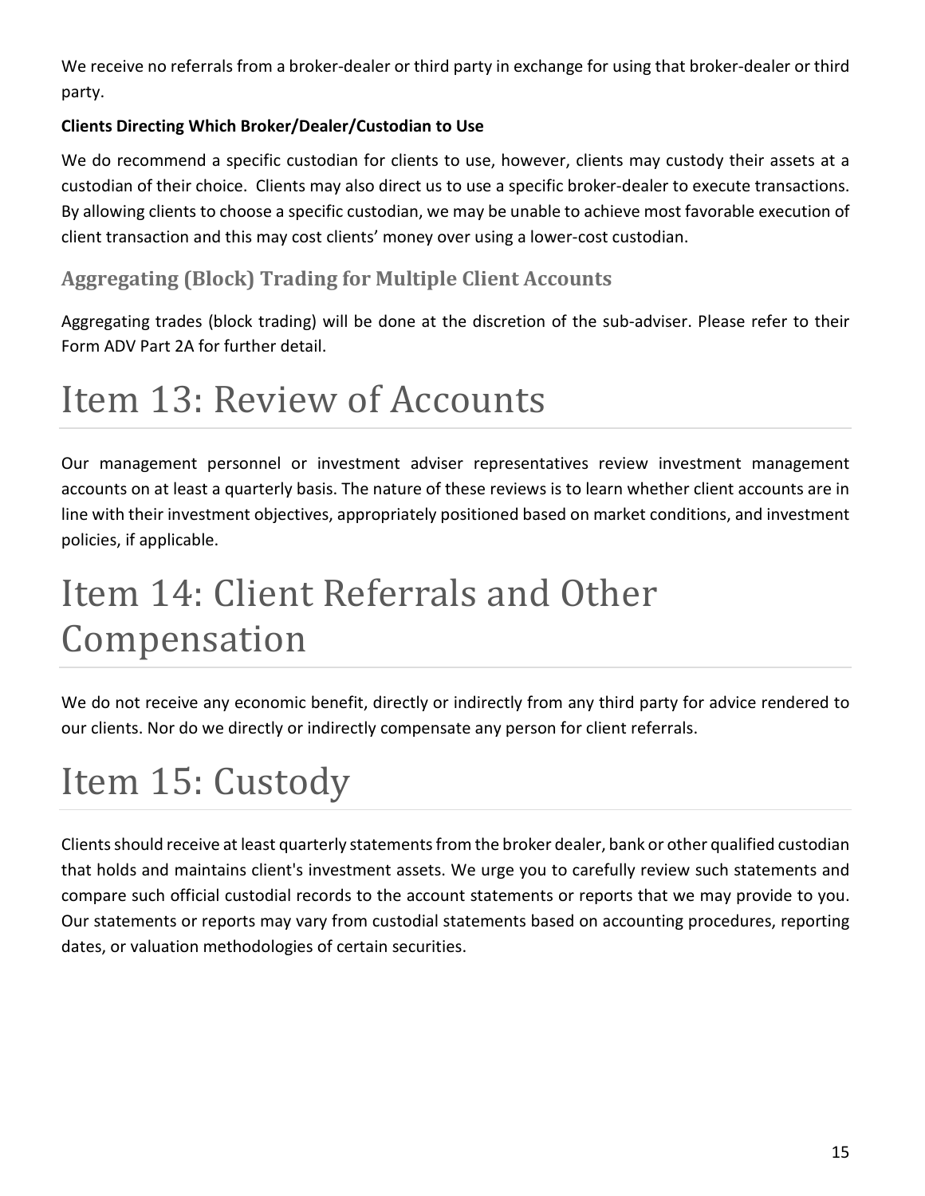We receive no referrals from a broker-dealer or third party in exchange for using that broker-dealer or third party.

**Clients Directing Which Broker/Dealer/Custodian to Use**

We do recommend a specific custodian for clients to use, however, clients may custody their assets at a custodian of their choice. Clients may also direct us to use a specific broker-dealer to execute transactions. By allowing clients to choose a specific custodian, we may be unable to achieve most favorable execution of client transaction and this may cost clients' money over using a lower-cost custodian.

## Aggregating (Block) Trading for Multiple Client Accounts

Aggregating trades (block trading) will be done at the discretion of the sub-adviser. Please refer to their Form ADV Part 2A for further detail.

# Item 13: Review of Accounts

Our management personnel or investment adviser representatives review investment management accounts on at least a quarterly basis. The nature of these reviews is to learn whether client accounts are in line with their investment objectives, appropriately positioned based on market conditions, and investment policies, if applicable.

# Item 14: Client Referrals and Other Compensation

We do not receive any economic benefit, directly or indirectly from any third party for advice rendered to our clients. Nor do we directly or indirectly compensate any person for client referrals.

# Item 15: Custody

Clients should receive at least quarterly statements from the broker dealer, bank or other qualified custodian that holds and maintains client's investment assets. We urge you to carefully review such statements and compare such official custodial records to the account statements or reports that we may provide to you. Our statements or reports may vary from custodial statements based on accounting procedures, reporting dates, or valuation methodologies of certain securities.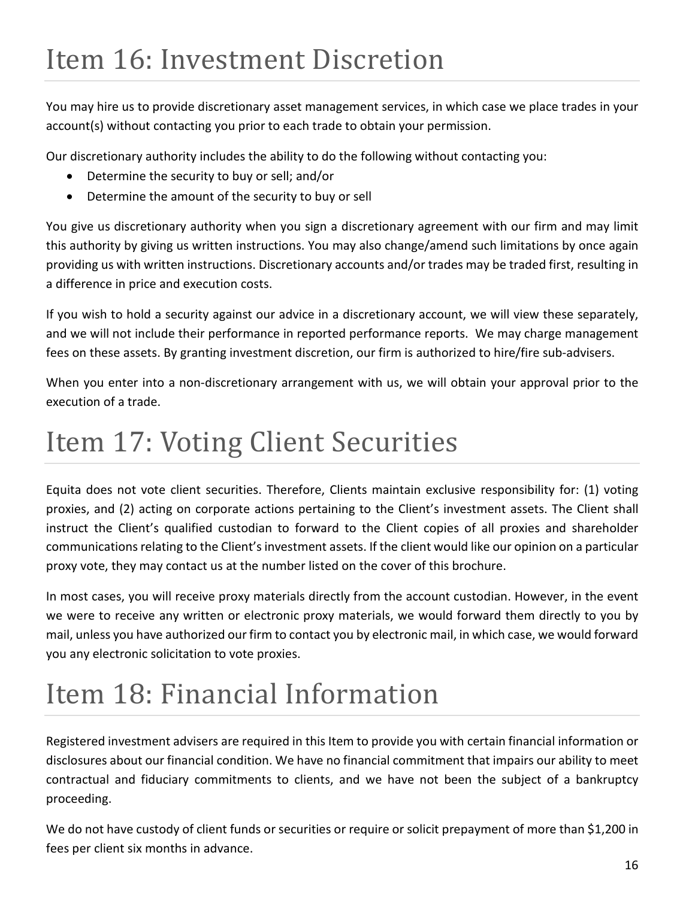# Item 16: Investment Discretion

You may hire us to provide discretionary asset management services, in which case we place trades in your account(s) without contacting you prior to each trade to obtain your permission.

Our discretionary authority includes the ability to do the following without contacting you:

- Determine the security to buy or sell; and/or
- Determine the amount of the security to buy or sell

You give us discretionary authority when you sign a discretionary agreement with our firm and may limit this authority by giving us written instructions. You may also change/amend such limitations by once again providing us with written instructions. Discretionary accounts and/or trades may be traded first, resulting in a difference in price and execution costs.

If you wish to hold a security against our advice in a discretionary account, we will view these separately, and we will not include their performance in reported performance reports. We may charge management fees on these assets. By granting investment discretion, our firm is authorized to hire/fire sub-advisers.

When you enter into a non-discretionary arrangement with us, we will obtain your approval prior to the execution of a trade.

# Item 17: Voting Client Securities

Equita does not vote client securities. Therefore, Clients maintain exclusive responsibility for: (1) voting proxies, and (2) acting on corporate actions pertaining to the Client's investment assets. The Client shall instruct the Client's qualified custodian to forward to the Client copies of all proxies and shareholder communications relating to the Client's investment assets. If the client would like our opinion on a particular proxy vote, they may contact us at the number listed on the cover of this brochure.

In most cases, you will receive proxy materials directly from the account custodian. However, in the event we were to receive any written or electronic proxy materials, we would forward them directly to you by mail, unless you have authorized our firm to contact you by electronic mail, in which case, we would forward you any electronic solicitation to vote proxies.

# Item 18: Financial Information

Registered investment advisers are required in this Item to provide you with certain financial information or disclosures about our financial condition. We have no financial commitment that impairs our ability to meet contractual and fiduciary commitments to clients, and we have not been the subject of a bankruptcy proceeding.

We do not have custody of client funds or securities or require or solicit prepayment of more than $1,200 in fees per client six months in advance.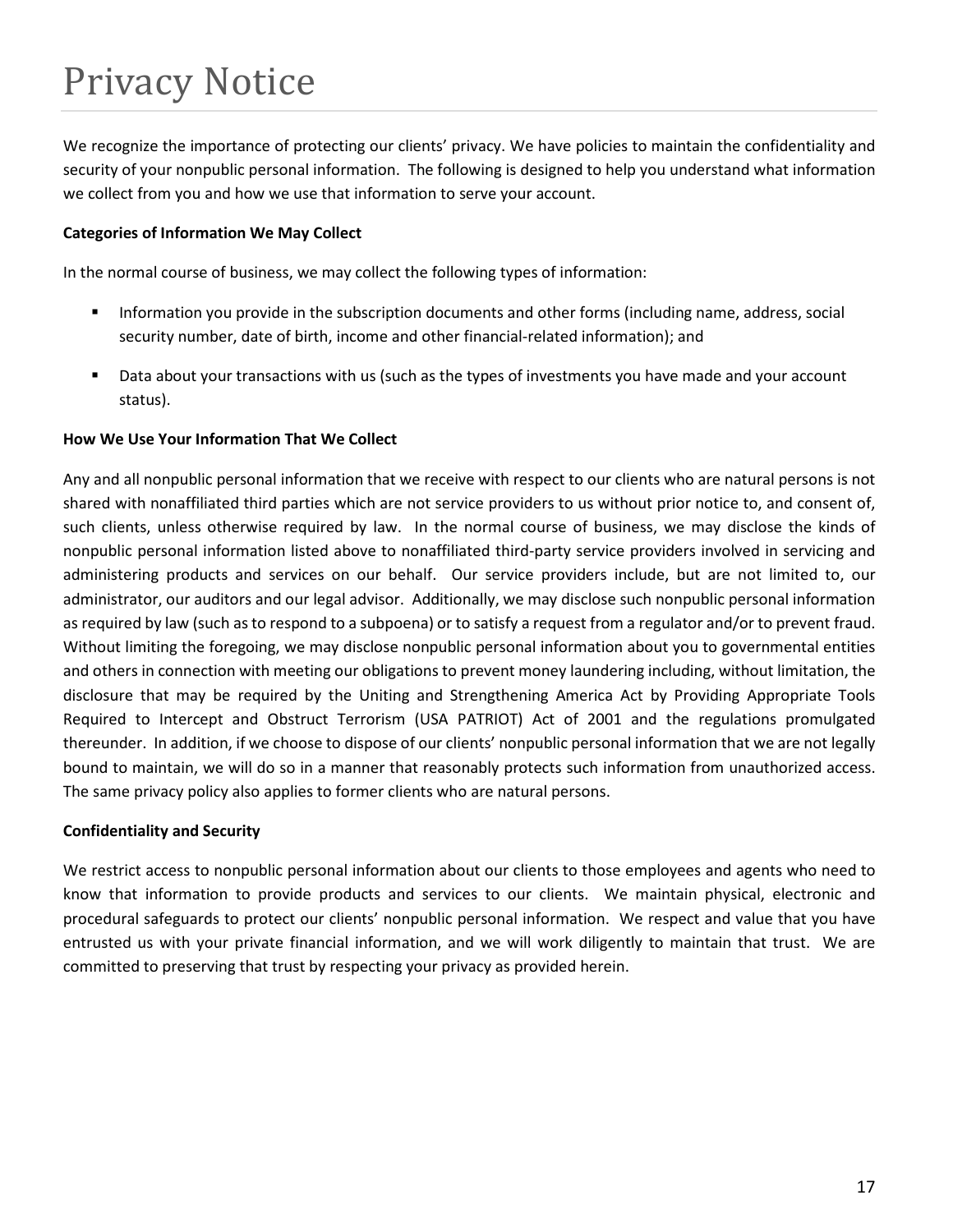# Privacy Notice

We recognize the importance of protecting our clients' privacy. We have policies to maintain the confidentiality and security of your nonpublic personal information. The following is designed to help you understand what information we collect from you and how we use that information to serve your account.

**Categories of Information We May Collect**

In the normal course of business, we may collect the following types of information:

- Information you provide in the subscription documents and other forms (including name, address, social security number, date of birth, income and other financial-related information); and
- Data about your transactions with us (such as the types of investments you have made and your account status).

**How We Use Your Information That We Collect**

Any and all nonpublic personal information that we receive with respect to our clients who are natural persons is not shared with nonaffiliated third parties which are not service providers to us without prior notice to, and consent of, such clients, unless otherwise required by law. In the normal course of business, we may disclose the kinds of nonpublic personal information listed above to nonaffiliated third-party service providers involved in servicing and administering products and services on our behalf. Our service providers include, but are not limited to, our administrator, our auditors and our legal advisor. Additionally, we may disclose such nonpublic personal information as required by law (such as to respond to a subpoena) or to satisfy a request from a regulator and/or to prevent fraud. Without limiting the foregoing, we may disclose nonpublic personal information about you to governmental entities and others in connection with meeting our obligations to prevent money laundering including, without limitation, the disclosure that may be required by the Uniting and Strengthening America Act by Providing Appropriate Tools Required to Intercept and Obstruct Terrorism (USA PATRIOT) Act of 2001 and the regulations promulgated thereunder. In addition, if we choose to dispose of our clients' nonpublic personal information that we are not legally bound to maintain, we will do so in a manner that reasonably protects such information from unauthorized access. The same privacy policy also applies to former clients who are natural persons.

**Confidentiality and Security**

We restrict access to nonpublic personal information about our clients to those employees and agents who need to know that information to provide products and services to our clients. We maintain physical, electronic and procedural safeguards to protect our clients' nonpublic personal information. We respect and value that you have entrusted us with your private financial information, and we will work diligently to maintain that trust. We are committed to preserving that trust by respecting your privacy as provided herein.